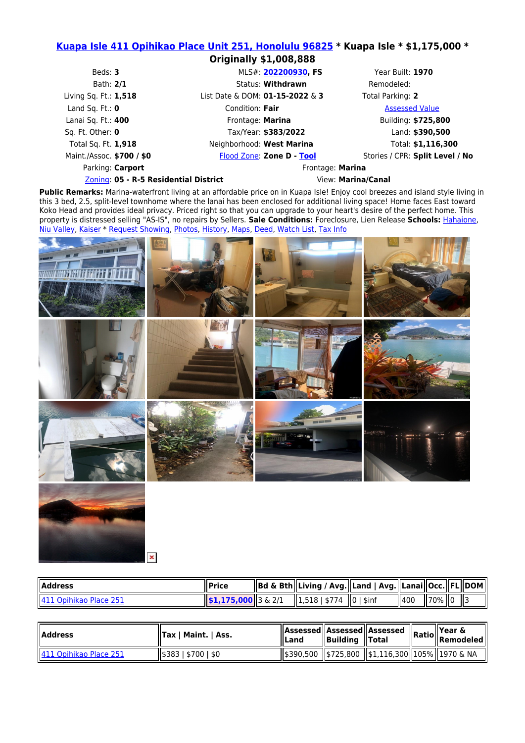# Kuapa Isle 411 Opihikao Place Unit 251, Honolulu 96825 * Kuapa Isle * $1,175,000 * Originally $1,008,888

| | | |
|---|---|---|
| Beds: **3** | MLS#: **202200930, FS** | Year Built: **1970** |
| Bath: **2/1** | Status: **Withdrawn** | Remodeled: |
| Living Sq. Ft.: **1,518** | List Date & DOM: **01-15-2022** & **3** | Total Parking: **2** |
| Land Sq. Ft.: **0** | Condition: **Fair** | Assessed Value |
| Lanai Sq. Ft.: **400** | Frontage: **Marina** | Building: **$725,800** |
| Sq. Ft. Other: **0** | Tax/Year: **$383/2022** | Land: **$390,500** |
| Total Sq. Ft. **1,918** | Neighborhood: **West Marina** | Total: **$1,116,300** |
| Maint./Assoc. **$700 / $0** | Flood Zone: **Zone D - Tool** | Stories / CPR: **Split Level / No** |
| Parking: **Carport** | Frontage: **Marina** | |
| Zoning: **05 - R-5 Residential District** | View: **Marina/Canal** | |

**Public Remarks:** Marina-waterfront living at an affordable price on in Kuapa Isle! Enjoy cool breezes and island style living in this 3 bed, 2.5, split-level townhome where the lanai has been enclosed for additional living space! Home faces East toward Koko Head and provides ideal privacy. Priced right so that you can upgrade to your heart's desire of the perfect home. This property is distressed selling "AS-IS", no repairs by Sellers. **Sale Conditions:** Foreclosure, Lien Release **Schools:** Hahaione, Niu Valley, Kaiser * Request Showing, Photos, History, Maps, Deed, Watch List, Tax Info

| Address | Price | Bd & Bth | Living / Avg. | Land \| Avg. | Lanai | Occ. | FL | DOM |
|---|---|---|---|---|---|---|---|---|
| 411 Opihikao Place 251 | $1,175,000 | 3 & 2/1 | 1,518 \| $774 | 0 \| $inf | 400 | 70% | 0 | 3 |

| Address | Tax \| Maint. \| Ass. | Assessed Land | Assessed Building | Assessed Total | Ratio | Year & Remodeled |
|---|---|---|---|---|---|---|
| 411 Opihikao Place 251 | $383 \| $700 \| $0 | $390,500 | $725,800 | $1,116,300 | 105% | 1970 & NA |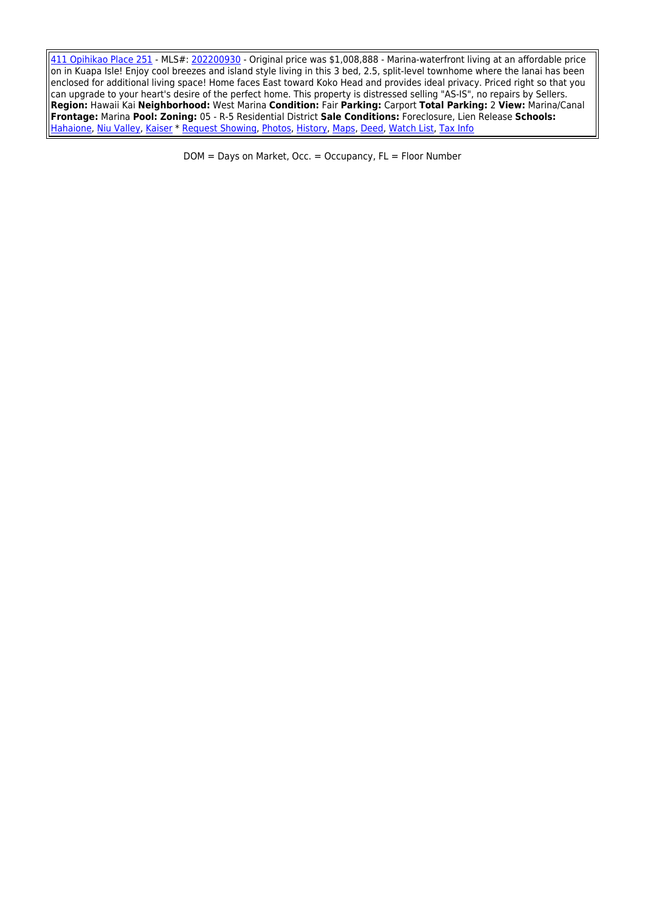411 Opihikao Place 251 - MLS#: 202200930 - Original price was $1,008,888 - Marina-waterfront living at an affordable price on in Kuapa Isle! Enjoy cool breezes and island style living in this 3 bed, 2.5, split-level townhome where the lanai has been enclosed for additional living space! Home faces East toward Koko Head and provides ideal privacy. Priced right so that you can upgrade to your heart's desire of the perfect home. This property is distressed selling "AS-IS", no repairs by Sellers. **Region:** Hawaii Kai **Neighborhood:** West Marina **Condition:** Fair **Parking:** Carport **Total Parking:** 2 **View:** Marina/Canal **Frontage:** Marina **Pool:** **Zoning:** 05 - R-5 Residential District **Sale Conditions:** Foreclosure, Lien Release **Schools:** Hahaione, Niu Valley, Kaiser * Request Showing, Photos, History, Maps, Deed, Watch List, Tax Info

DOM = Days on Market, Occ. = Occupancy, FL = Floor Number